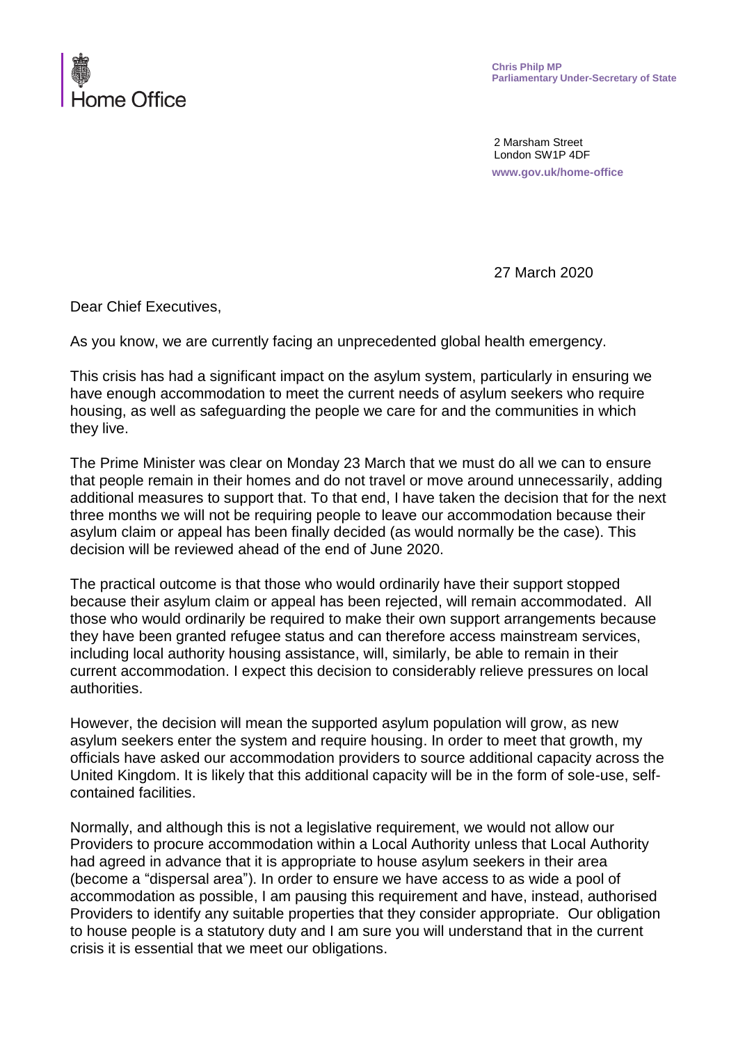**Home Office**

**Chris Philp MP**
**Parliamentary Under-Secretary of State**

2 Marsham Street
London SW1P 4DF
**www.gov.uk/home-office**

27 March 2020

Dear Chief Executives,

As you know, we are currently facing an unprecedented global health emergency.

This crisis has had a significant impact on the asylum system, particularly in ensuring we have enough accommodation to meet the current needs of asylum seekers who require housing, as well as safeguarding the people we care for and the communities in which they live.

The Prime Minister was clear on Monday 23 March that we must do all we can to ensure that people remain in their homes and do not travel or move around unnecessarily, adding additional measures to support that. To that end, I have taken the decision that for the next three months we will not be requiring people to leave our accommodation because their asylum claim or appeal has been finally decided (as would normally be the case). This decision will be reviewed ahead of the end of June 2020.

The practical outcome is that those who would ordinarily have their support stopped because their asylum claim or appeal has been rejected, will remain accommodated. All those who would ordinarily be required to make their own support arrangements because they have been granted refugee status and can therefore access mainstream services, including local authority housing assistance, will, similarly, be able to remain in their current accommodation. I expect this decision to considerably relieve pressures on local authorities.

However, the decision will mean the supported asylum population will grow, as new asylum seekers enter the system and require housing. In order to meet that growth, my officials have asked our accommodation providers to source additional capacity across the United Kingdom. It is likely that this additional capacity will be in the form of sole-use, self-contained facilities.

Normally, and although this is not a legislative requirement, we would not allow our Providers to procure accommodation within a Local Authority unless that Local Authority had agreed in advance that it is appropriate to house asylum seekers in their area (become a "dispersal area"). In order to ensure we have access to as wide a pool of accommodation as possible, I am pausing this requirement and have, instead, authorised Providers to identify any suitable properties that they consider appropriate. Our obligation to house people is a statutory duty and I am sure you will understand that in the current crisis it is essential that we meet our obligations.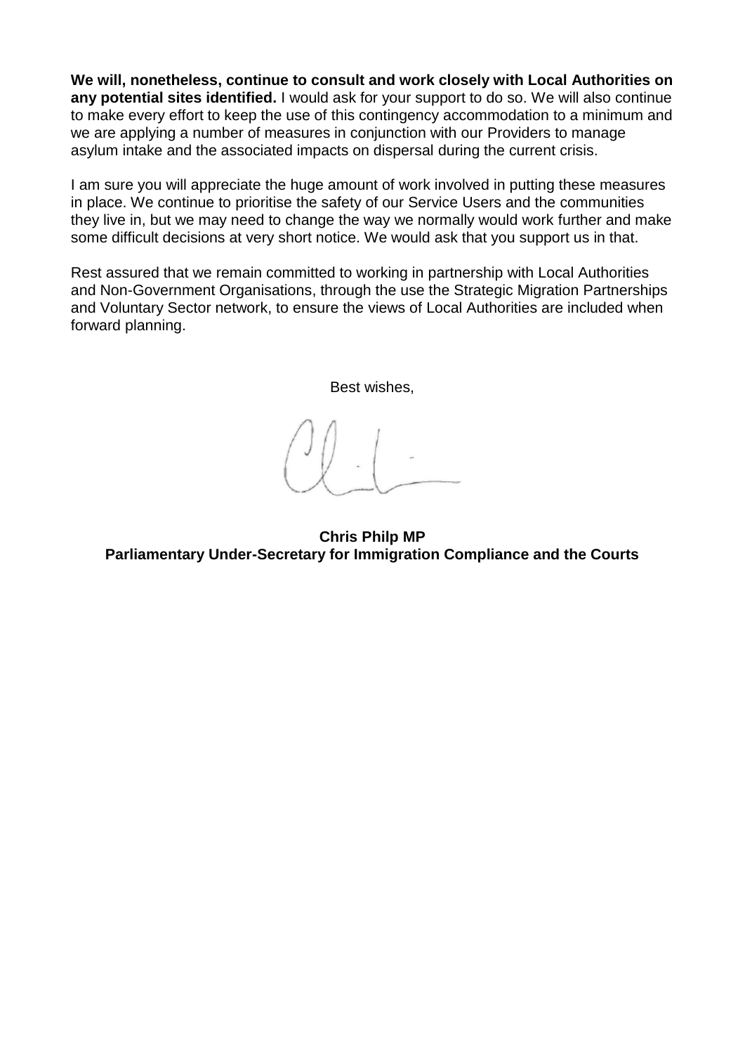**We will, nonetheless, continue to consult and work closely with Local Authorities on any potential sites identified.** I would ask for your support to do so. We will also continue to make every effort to keep the use of this contingency accommodation to a minimum and we are applying a number of measures in conjunction with our Providers to manage asylum intake and the associated impacts on dispersal during the current crisis.

I am sure you will appreciate the huge amount of work involved in putting these measures in place. We continue to prioritise the safety of our Service Users and the communities they live in, but we may need to change the way we normally would work further and make some difficult decisions at very short notice. We would ask that you support us in that.

Rest assured that we remain committed to working in partnership with Local Authorities and Non-Government Organisations, through the use the Strategic Migration Partnerships and Voluntary Sector network, to ensure the views of Local Authorities are included when forward planning.

Best wishes,

**Chris Philp MP**
**Parliamentary Under-Secretary for Immigration Compliance and the Courts**